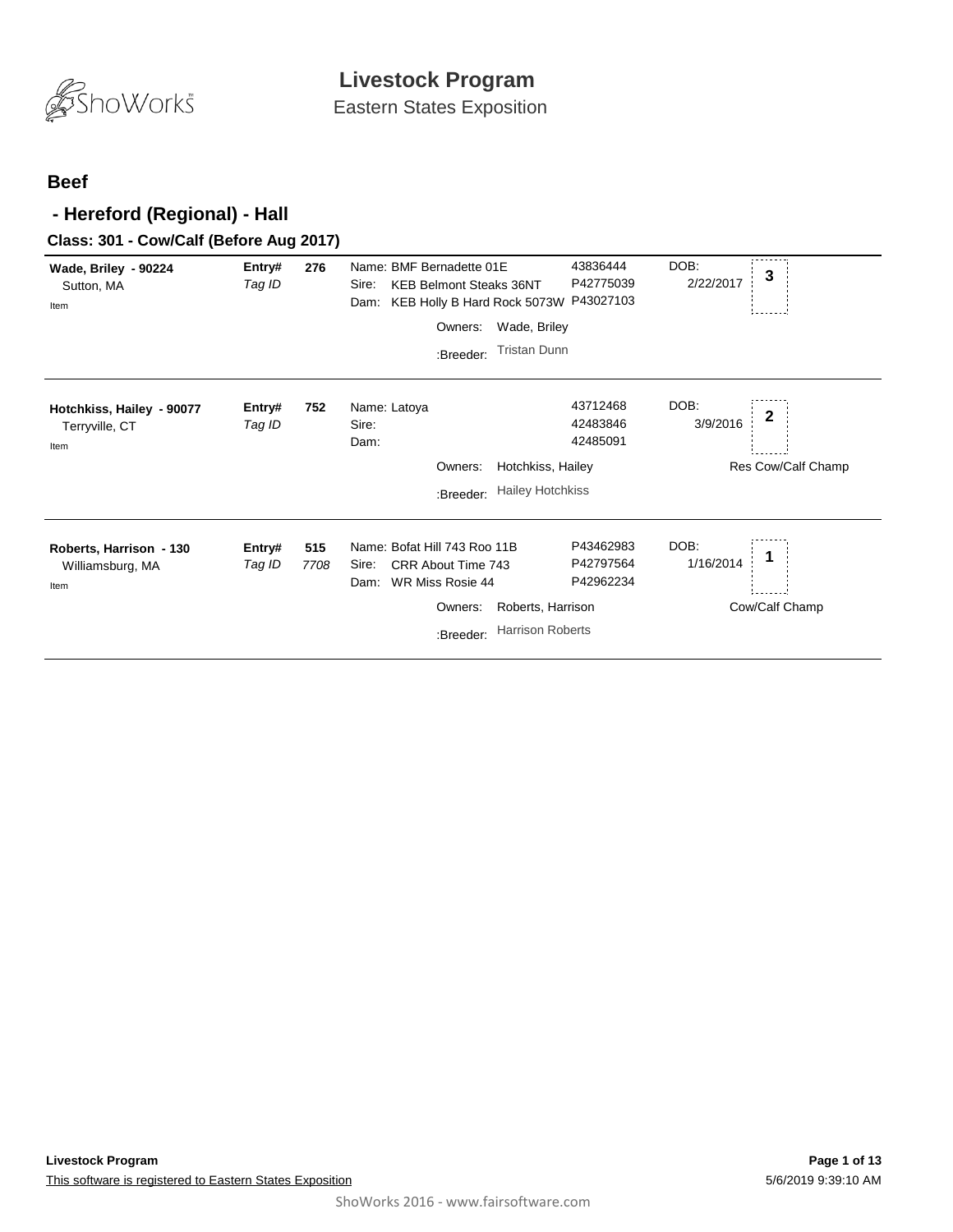# Livestock Program

Eastern States Exposition

## Beef

### - Hereford (Regional) - Hall

#### Class: 301 - Cow/Calf (Before Aug 2017)

**Wade, Briley - 90224**
Sutton, MA
Item

**Entry#** 276
*Tag ID*

Name: BMF Bernadette 01E — 43836444
Sire: KEB Belmont Steaks 36NT — P42775039
Dam: KEB Holly B Hard Rock 5073W — P43027103
Owners: Wade, Briley
:Breeder: Tristan Dunn

DOB: 2/22/2017

Place: 3

---

**Hotchkiss, Hailey - 90077**
Terryville, CT
Item

**Entry#** 752
*Tag ID*

Name: Latoya — 43712468
Sire: — 42483846
Dam: — 42485091
Owners: Hotchkiss, Hailey
:Breeder: Hailey Hotchkiss

DOB: 3/9/2016

Place: 2

Res Cow/Calf Champ

---

**Roberts, Harrison - 130**
Williamsburg, MA
Item

**Entry#** 515
*Tag ID* 7708

Name: Bofat Hill 743 Roo 11B — P43462983
Sire: CRR About Time 743 — P42797564
Dam: WR Miss Rosie 44 — P42962234
Owners: Roberts, Harrison
:Breeder: Harrison Roberts

DOB: 1/16/2014

Place: 1

Cow/Calf Champ

---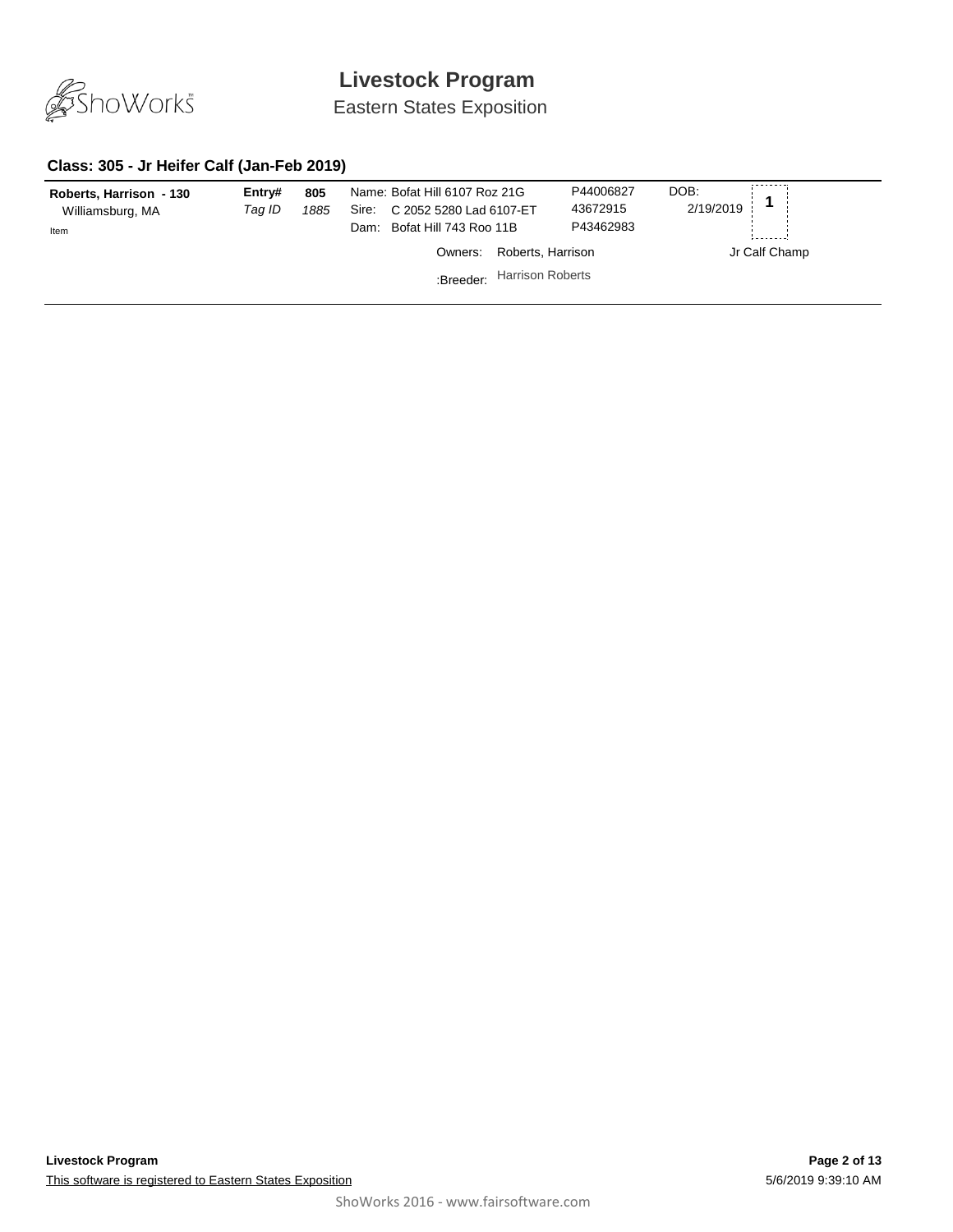# Livestock Program

Eastern States Exposition

### Class: 305 - Jr Heifer Calf (Jan-Feb 2019)

**Roberts, Harrison - 130**
Williamsburg, MA
Item

**Entry#** **805**
*Tag ID* *1885*

Name: Bofat Hill 6107 Roz 21G — P44006827
Sire: C 2052 5280 Lad 6107-ET — 43672915
Dam: Bofat Hill 743 Roo 11B — P43462983

DOB: 2/19/2019

**1**

Owners: Roberts, Harrison

:Breeder: Harrison Roberts

Jr Calf Champ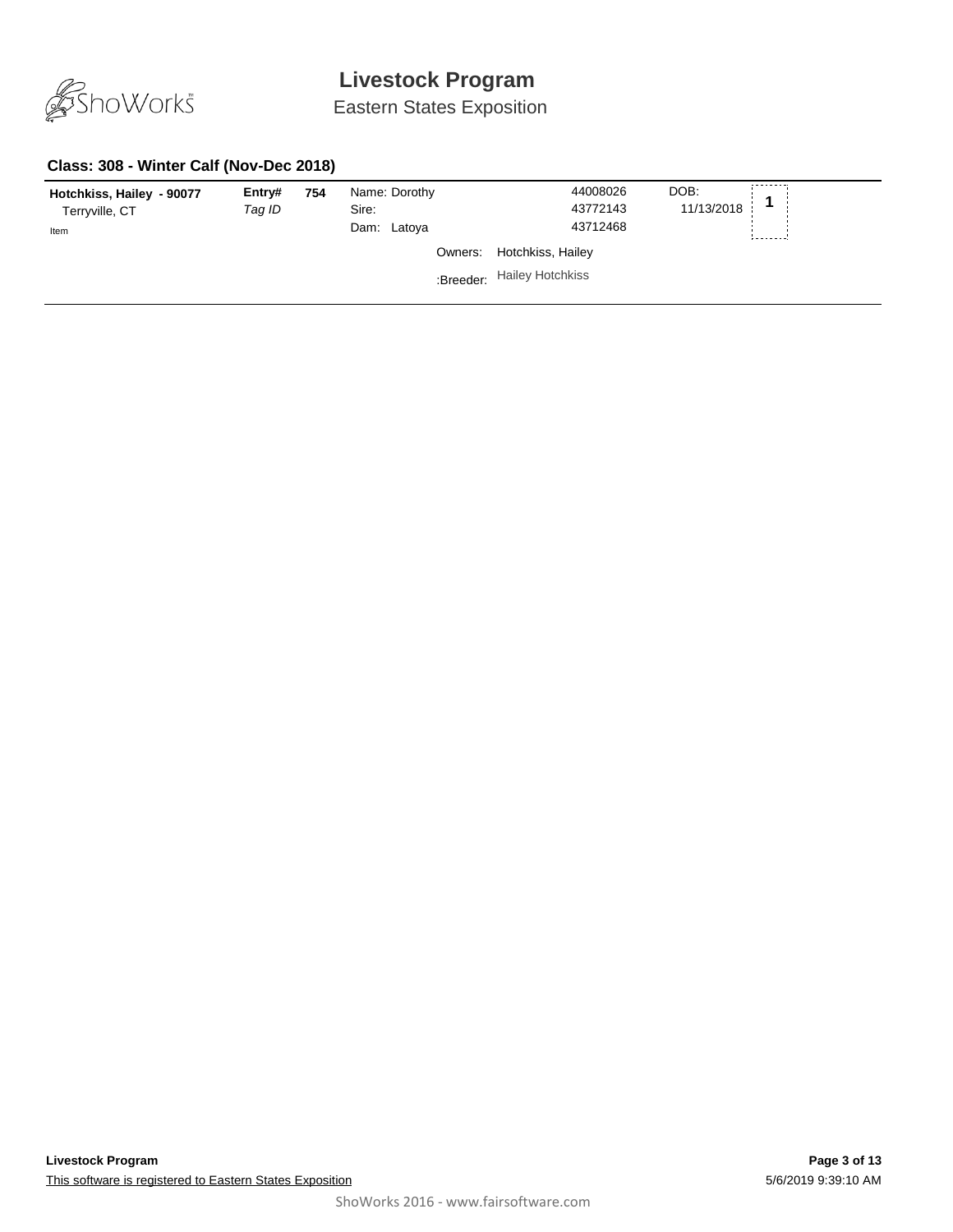# Livestock Program

Eastern States Exposition

### Class: 308 - Winter Calf (Nov-Dec 2018)

| | | | | | | |
|---|---|---|---|---|---|---|
| **Hotchkiss, Hailey - 90077** | **Entry#** | **754** | Name: Dorothy | 44008026 | DOB: | **1** |
| Terryville, CT | *Tag ID* | | Sire: | 43772143 | 11/13/2018 | |
| Item | | | Dam: Latoya | 43712468 | | |
| | | | Owners: | Hotchkiss, Hailey | | |
| | | | :Breeder: | Hailey Hotchkiss | | |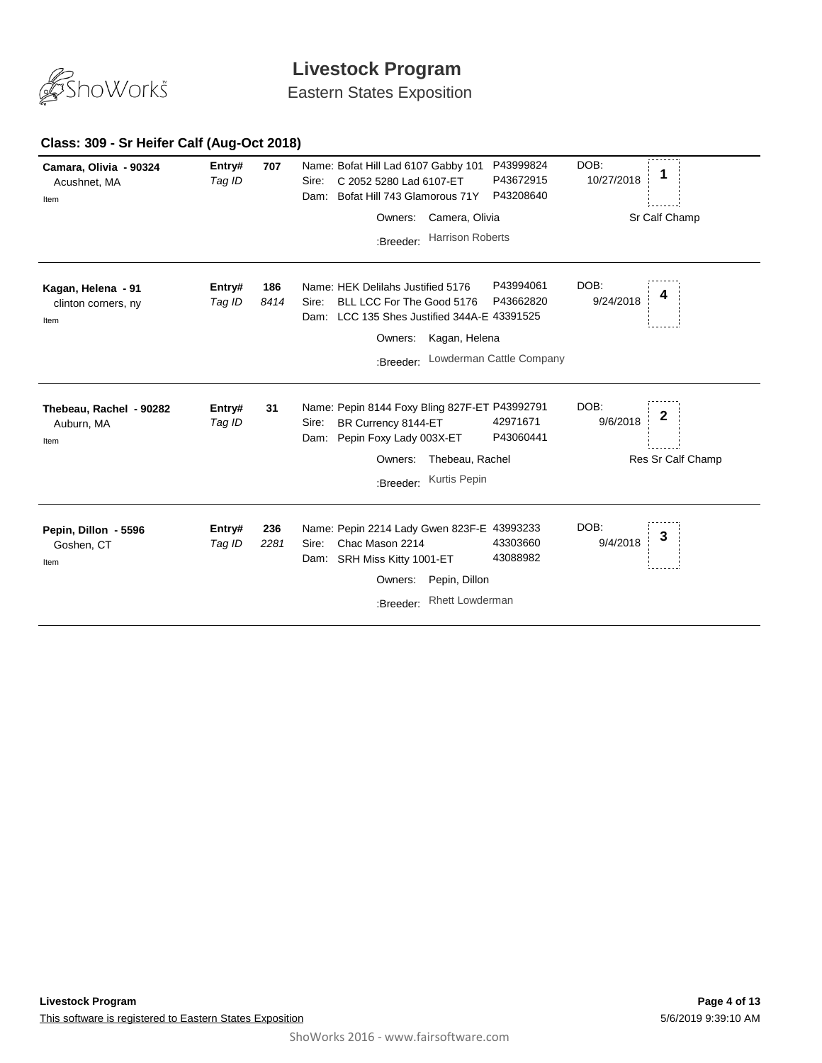# Livestock Program

Eastern States Exposition

## Class: 309 - Sr Heifer Calf (Aug-Oct 2018)

**Camara, Olivia - 90324**
Acushnet, MA
Item

**Entry#** 707
*Tag ID*

Name: Bofat Hill Lad 6107 Gabby 101 — P43999824
Sire: C 2052 5280 Lad 6107-ET — P43672915
Dam: Bofat Hill 743 Glamorous 71Y — P43208640
Owners: Camera, Olivia
:Breeder: Harrison Roberts

DOB: 10/27/2018
Placing: **1**
Sr Calf Champ

---

**Kagan, Helena - 91**
clinton corners, ny
Item

**Entry#** 186
*Tag ID* 8414

Name: HEK Delilahs Justified 5176 — P43994061
Sire: BLL LCC For The Good 5176 — P43662820
Dam: LCC 135 Shes Justified 344A-E — 43391525
Owners: Kagan, Helena
:Breeder: Lowderman Cattle Company

DOB: 9/24/2018
Placing: **4**

---

**Thebeau, Rachel - 90282**
Auburn, MA
Item

**Entry#** 31
*Tag ID*

Name: Pepin 8144 Foxy Bling 827F-ET — P43992791
Sire: BR Currency 8144-ET — 42971671
Dam: Pepin Foxy Lady 003X-ET — P43060441
Owners: Thebeau, Rachel
:Breeder: Kurtis Pepin

DOB: 9/6/2018
Placing: **2**
Res Sr Calf Champ

---

**Pepin, Dillon - 5596**
Goshen, CT
Item

**Entry#** 236
*Tag ID* 2281

Name: Pepin 2214 Lady Gwen 823F-E — 43993233
Sire: Chac Mason 2214 — 43303660
Dam: SRH Miss Kitty 1001-ET — 43088982
Owners: Pepin, Dillon
:Breeder: Rhett Lowderman

DOB: 9/4/2018
Placing: **3**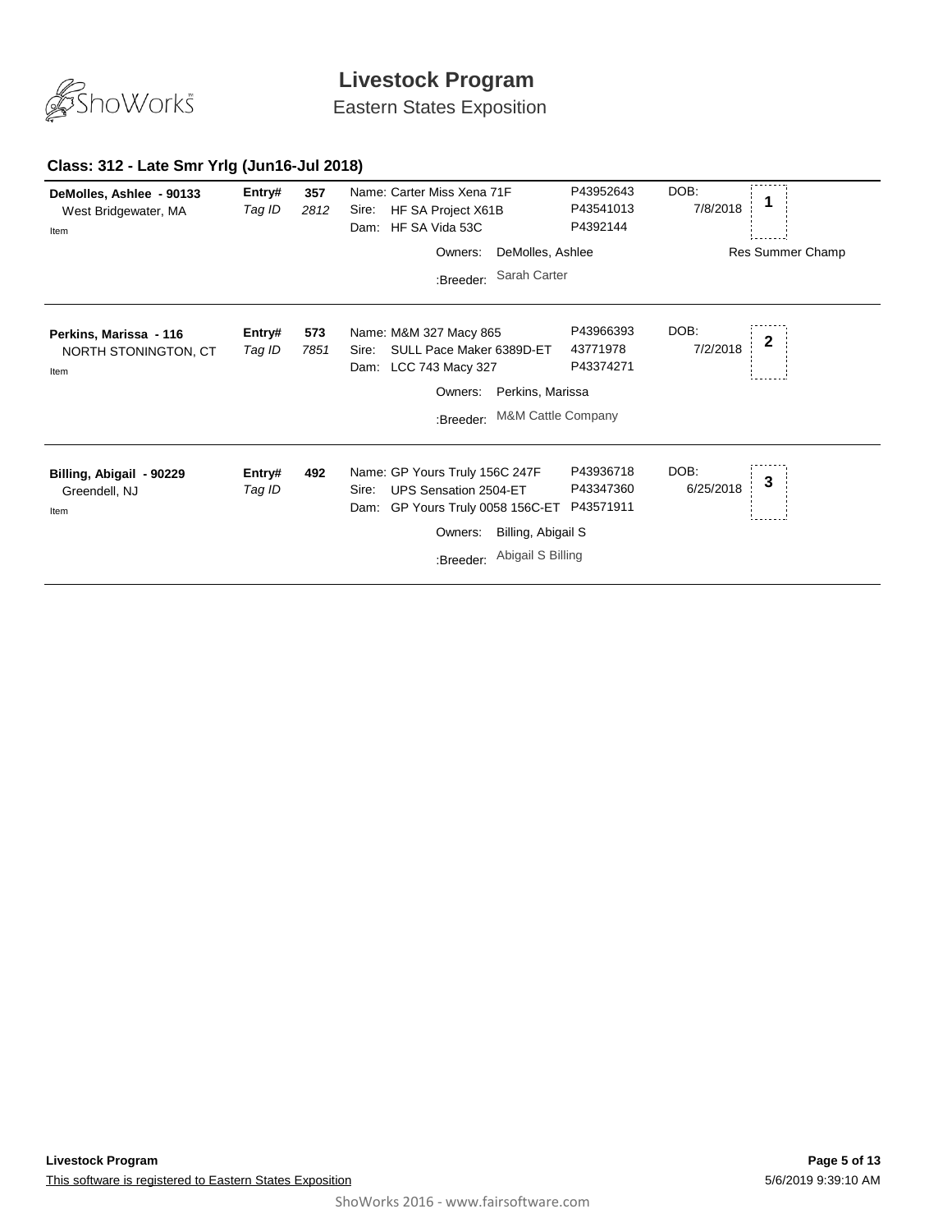# Livestock Program

Eastern States Exposition

### Class: 312 - Late Smr Yrlg (Jun16-Jul 2018)

| Exhibitor | Entry# / Tag ID | | Animal | Reg. # | DOB | Place |
|---|---|---|---|---|---|---|
| **DeMolles, Ashlee - 90133** West Bridgewater, MA Item | **Entry#** *Tag ID* | **357** *2812* | Name: Carter Miss Xena 71F<br>Sire: HF SA Project X61B<br>Dam: HF SA Vida 53C<br>Owners: DeMolles, Ashlee<br>:Breeder: Sarah Carter | P43952643<br>P43541013<br>P4392144 | DOB: 7/8/2018 | 1<br>Res Summer Champ |
| **Perkins, Marissa - 116** NORTH STONINGTON, CT Item | **Entry#** *Tag ID* | **573** *7851* | Name: M&M 327 Macy 865<br>Sire: SULL Pace Maker 6389D-ET<br>Dam: LCC 743 Macy 327<br>Owners: Perkins, Marissa<br>:Breeder: M&M Cattle Company | P43966393<br>43771978<br>P43374271 | DOB: 7/2/2018 | 2 |
| **Billing, Abigail - 90229** Greendell, NJ Item | **Entry#** *Tag ID* | **492** | Name: GP Yours Truly 156C 247F<br>Sire: UPS Sensation 2504-ET<br>Dam: GP Yours Truly 0058 156C-ET<br>Owners: Billing, Abigail S<br>:Breeder: Abigail S Billing | P43936718<br>P43347360<br>P43571911 | DOB: 6/25/2018 | 3 |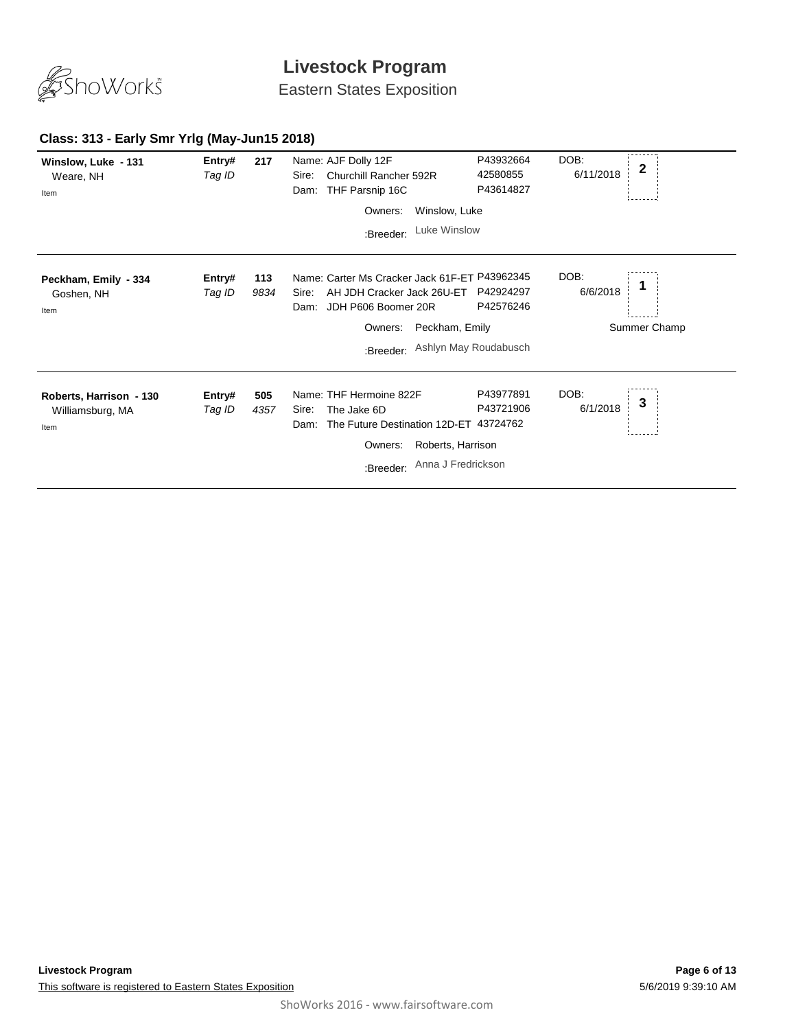# Livestock Program

Eastern States Exposition

## Class: 313 - Early Smr Yrlg (May-Jun15 2018)

**Winslow, Luke - 131**
Weare, NH
Item

**Entry#** 217
*Tag ID*

Name: AJF Dolly 12F — P43932664
Sire: Churchill Rancher 592R — 42580855
Dam: THF Parsnip 16C — P43614827

Owners: Winslow, Luke
:Breeder: Luke Winslow

DOB: 6/11/2018

**2**

---

**Peckham, Emily - 334**
Goshen, NH
Item

**Entry#** 113
*Tag ID* *9834*

Name: Carter Ms Cracker Jack 61F-ET — P43962345
Sire: AH JDH Cracker Jack 26U-ET — P42924297
Dam: JDH P606 Boomer 20R — P42576246

Owners: Peckham, Emily
:Breeder: Ashlyn May Roudabusch

DOB: 6/6/2018

**1**

Summer Champ

---

**Roberts, Harrison - 130**
Williamsburg, MA
Item

**Entry#** 505
*Tag ID* *4357*

Name: THF Hermoine 822F — P43977891
Sire: The Jake 6D — P43721906
Dam: The Future Destination 12D-ET — 43724762

Owners: Roberts, Harrison
:Breeder: Anna J Fredrickson

DOB: 6/1/2018

**3**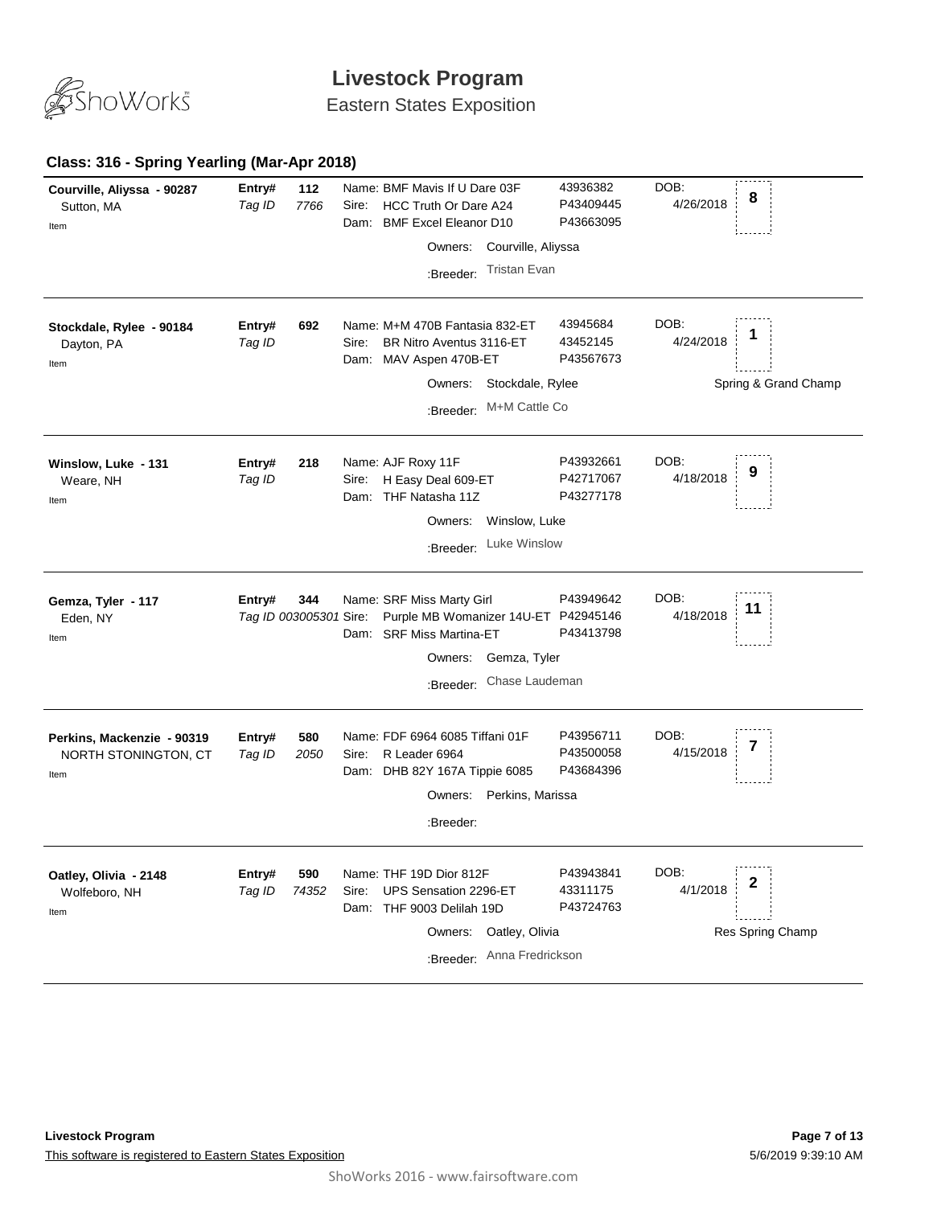# Livestock Program

Eastern States Exposition

## Class: 316 - Spring Yearling (Mar-Apr 2018)

**Courville, Aliyssa - 90287**
Sutton, MA
Item

**Entry#** 112
*Tag ID* 7766

Name: BMF Mavis If U Dare 03F — 43936382
Sire: HCC Truth Or Dare A24 — P43409445
Dam: BMF Excel Eleanor D10 — P43663095

Owners: Courville, Aliyssa
:Breeder: Tristan Evan

DOB: 4/26/2018
Placing: **8**

---

**Stockdale, Rylee - 90184**
Dayton, PA
Item

**Entry#** 692
*Tag ID*

Name: M+M 470B Fantasia 832-ET — 43945684
Sire: BR Nitro Aventus 3116-ET — 43452145
Dam: MAV Aspen 470B-ET — P43567673

Owners: Stockdale, Rylee
:Breeder: M+M Cattle Co

DOB: 4/24/2018
Placing: **1**
Spring & Grand Champ

---

**Winslow, Luke - 131**
Weare, NH
Item

**Entry#** 218
*Tag ID*

Name: AJF Roxy 11F — P43932661
Sire: H Easy Deal 609-ET — P42717067
Dam: THF Natasha 11Z — P43277178

Owners: Winslow, Luke
:Breeder: Luke Winslow

DOB: 4/18/2018
Placing: **9**

---

**Gemza, Tyler - 117**
Eden, NY
Item

**Entry#** 344
*Tag ID* 003005301

Name: SRF Miss Marty Girl — P43949642
Sire: Purple MB Womanizer 14U-ET — P42945146
Dam: SRF Miss Martina-ET — P43413798

Owners: Gemza, Tyler
:Breeder: Chase Laudeman

DOB: 4/18/2018
Placing: **11**

---

**Perkins, Mackenzie - 90319**
NORTH STONINGTON, CT
Item

**Entry#** 580
*Tag ID* 2050

Name: FDF 6964 6085 Tiffani 01F — P43956711
Sire: R Leader 6964 — P43500058
Dam: DHB 82Y 167A Tippie 6085 — P43684396

Owners: Perkins, Marissa
:Breeder:

DOB: 4/15/2018
Placing: **7**

---

**Oatley, Olivia - 2148**
Wolfeboro, NH
Item

**Entry#** 590
*Tag ID* 74352

Name: THF 19D Dior 812F — P43943841
Sire: UPS Sensation 2296-ET — 43311175
Dam: THF 9003 Delilah 19D — P43724763

Owners: Oatley, Olivia
:Breeder: Anna Fredrickson

DOB: 4/1/2018
Placing: **2**
Res Spring Champ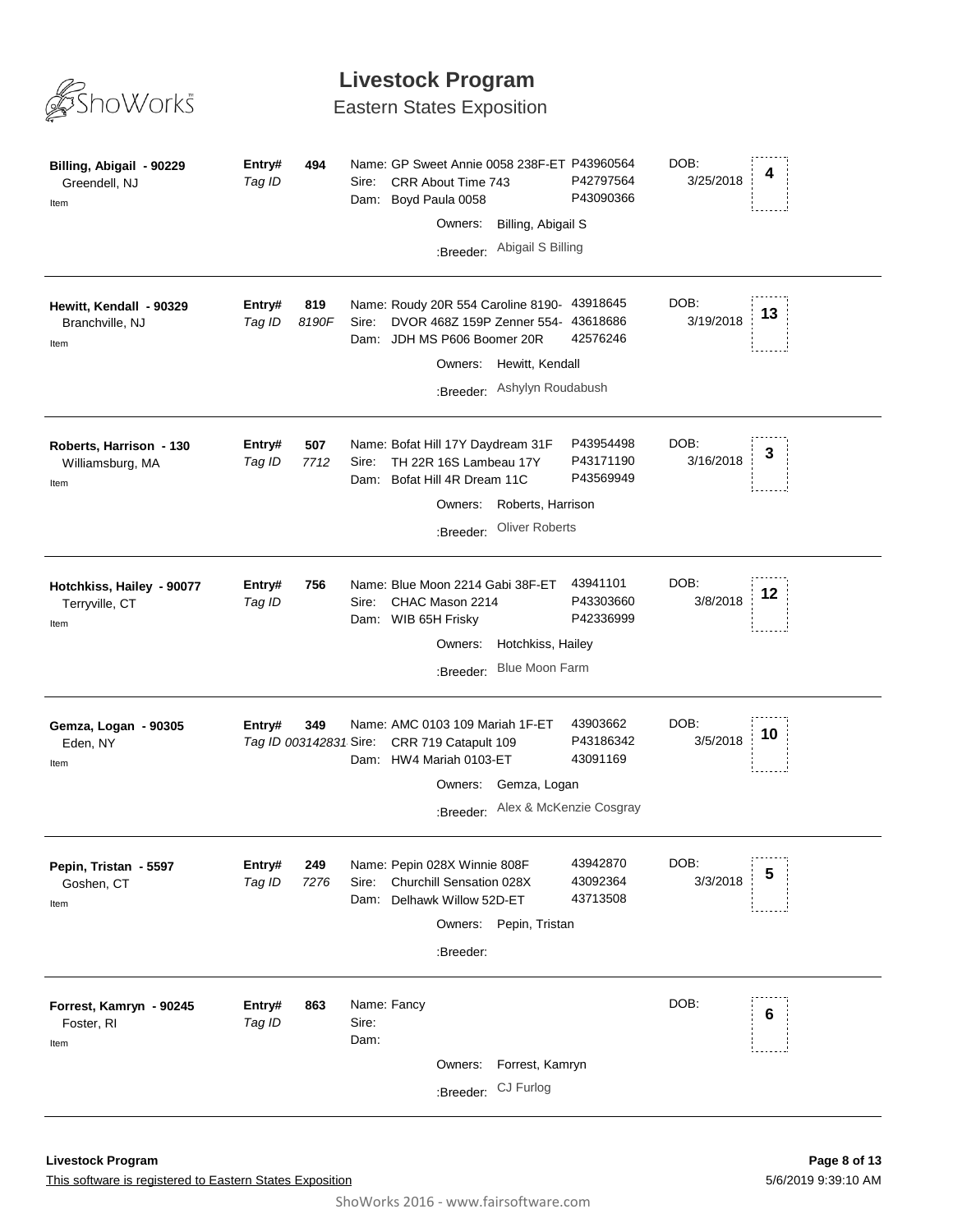# Livestock Program

## Eastern States Exposition

---

**Billing, Abigail - 90229**
Greendell, NJ
Item

**Entry#** 494
*Tag ID*

Name: GP Sweet Annie 0058 238F-ET — P43960564
Sire: CRR About Time 743 — P42797564
Dam: Boyd Paula 0058 — P43090366

Owners: Billing, Abigail S
:Breeder: Abigail S Billing

DOB: 3/25/2018

**4**

---

**Hewitt, Kendall - 90329**
Branchville, NJ
Item

**Entry#** 819
*Tag ID* *8190F*

Name: Roudy 20R 554 Caroline 8190- — 43918645
Sire: DVOR 468Z 159P Zenner 554- — 43618686
Dam: JDH MS P606 Boomer 20R — 42576246

Owners: Hewitt, Kendall
:Breeder: Ashylyn Roudabush

DOB: 3/19/2018

**13**

---

**Roberts, Harrison - 130**
Williamsburg, MA
Item

**Entry#** 507
*Tag ID* *7712*

Name: Bofat Hill 17Y Daydream 31F — P43954498
Sire: TH 22R 16S Lambeau 17Y — P43171190
Dam: Bofat Hill 4R Dream 11C — P43569949

Owners: Roberts, Harrison
:Breeder: Oliver Roberts

DOB: 3/16/2018

**3**

---

**Hotchkiss, Hailey - 90077**
Terryville, CT
Item

**Entry#** 756
*Tag ID*

Name: Blue Moon 2214 Gabi 38F-ET — 43941101
Sire: CHAC Mason 2214 — P43303660
Dam: WIB 65H Frisky — P42336999

Owners: Hotchkiss, Hailey
:Breeder: Blue Moon Farm

DOB: 3/8/2018

**12**

---

**Gemza, Logan - 90305**
Eden, NY
Item

**Entry#** 349
*Tag ID* *003142831*

Name: AMC 0103 109 Mariah 1F-ET — 43903662
Sire: CRR 719 Catapult 109 — P43186342
Dam: HW4 Mariah 0103-ET — 43091169

Owners: Gemza, Logan
:Breeder: Alex & McKenzie Cosgray

DOB: 3/5/2018

**10**

---

**Pepin, Tristan - 5597**
Goshen, CT
Item

**Entry#** 249
*Tag ID* *7276*

Name: Pepin 028X Winnie 808F — 43942870
Sire: Churchill Sensation 028X — 43092364
Dam: Delhawk Willow 52D-ET — 43713508

Owners: Pepin, Tristan
:Breeder:

DOB: 3/3/2018

**5**

---

**Forrest, Kamryn - 90245**
Foster, RI
Item

**Entry#** 863
*Tag ID*

Name: Fancy
Sire:
Dam:

Owners: Forrest, Kamryn
:Breeder: CJ Furlog

DOB:

**6**

---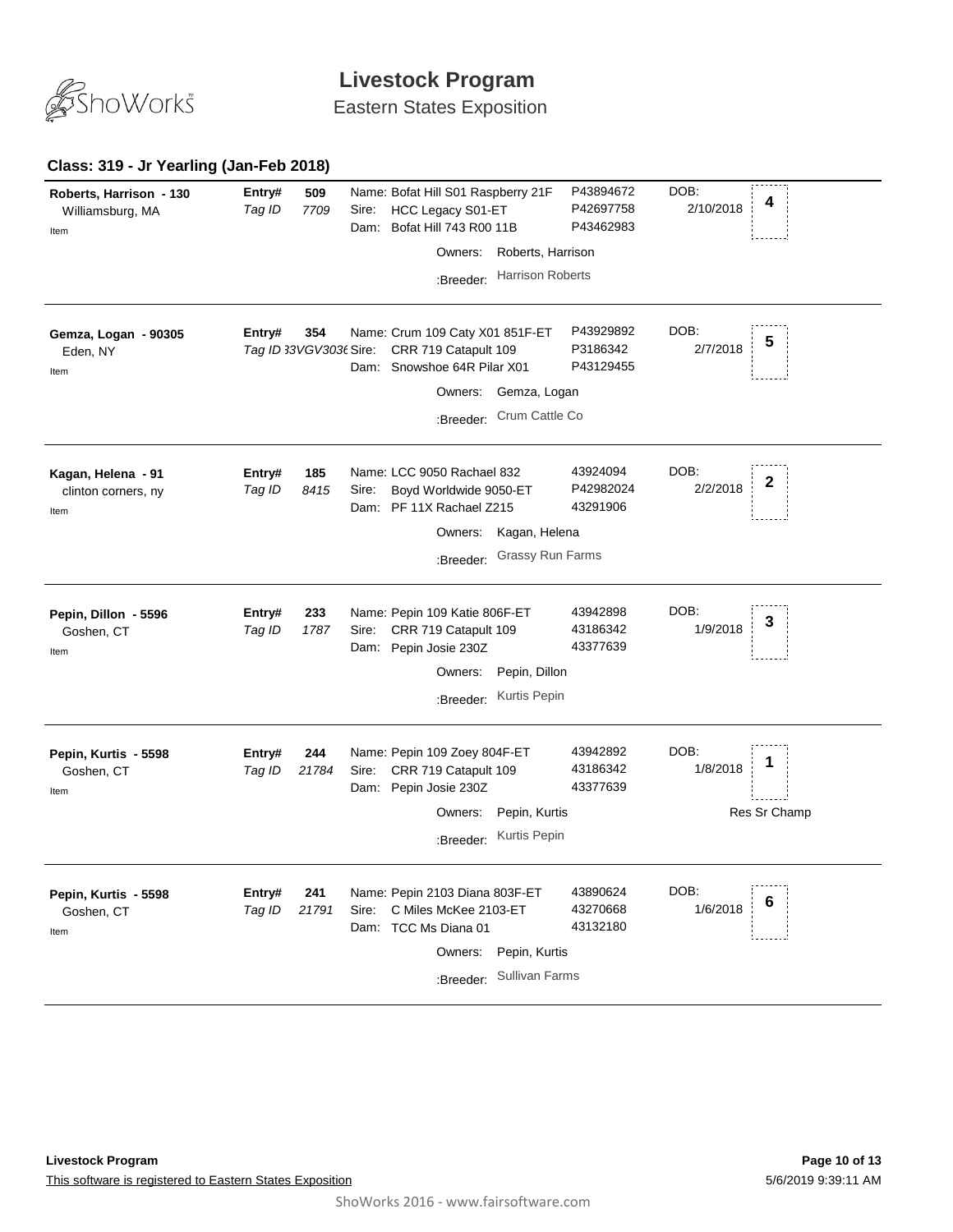# Livestock Program

Eastern States Exposition

### Class: 319 - Jr Yearling (Jan-Feb 2018)

| Exhibitor | Entry# / Tag ID | Animal | Reg. # | DOB | Placing |
|---|---|---|---|---|---|
| **Roberts, Harrison - 130**<br>Williamsburg, MA<br>Item | **Entry# 509**<br>*Tag ID 7709* | Name: Bofat Hill S01 Raspberry 21F<br>Sire: HCC Legacy S01-ET<br>Dam: Bofat Hill 743 R00 11B<br>Owners: Roberts, Harrison<br>:Breeder: Harrison Roberts | P43894672<br>P42697758<br>P43462983 | DOB: 2/10/2018 | 4 |
| **Gemza, Logan - 90305**<br>Eden, NY<br>Item | **Entry# 354**<br>*Tag ID 33VGV3036* | Name: Crum 109 Caty X01 851F-ET<br>Sire: CRR 719 Catapult 109<br>Dam: Snowshoe 64R Pilar X01<br>Owners: Gemza, Logan<br>:Breeder: Crum Cattle Co | P43929892<br>P3186342<br>P43129455 | DOB: 2/7/2018 | 5 |
| **Kagan, Helena - 91**<br>clinton corners, ny<br>Item | **Entry# 185**<br>*Tag ID 8415* | Name: LCC 9050 Rachael 832<br>Sire: Boyd Worldwide 9050-ET<br>Dam: PF 11X Rachael Z215<br>Owners: Kagan, Helena<br>:Breeder: Grassy Run Farms | 43924094<br>P42982024<br>43291906 | DOB: 2/2/2018 | 2 |
| **Pepin, Dillon - 5596**<br>Goshen, CT<br>Item | **Entry# 233**<br>*Tag ID 1787* | Name: Pepin 109 Katie 806F-ET<br>Sire: CRR 719 Catapult 109<br>Dam: Pepin Josie 230Z<br>Owners: Pepin, Dillon<br>:Breeder: Kurtis Pepin | 43942898<br>43186342<br>43377639 | DOB: 1/9/2018 | 3 |
| **Pepin, Kurtis - 5598**<br>Goshen, CT<br>Item | **Entry# 244**<br>*Tag ID 21784* | Name: Pepin 109 Zoey 804F-ET<br>Sire: CRR 719 Catapult 109<br>Dam: Pepin Josie 230Z<br>Owners: Pepin, Kurtis<br>:Breeder: Kurtis Pepin | 43942892<br>43186342<br>43377639 | DOB: 1/8/2018 | 1<br>Res Sr Champ |
| **Pepin, Kurtis - 5598**<br>Goshen, CT<br>Item | **Entry# 241**<br>*Tag ID 21791* | Name: Pepin 2103 Diana 803F-ET<br>Sire: C Miles McKee 2103-ET<br>Dam: TCC Ms Diana 01<br>Owners: Pepin, Kurtis<br>:Breeder: Sullivan Farms | 43890624<br>43270668<br>43132180 | DOB: 1/6/2018 | 6 |

**Livestock Program**

This software is registered to Eastern States Exposition

5/6/2019 9:39:11 AM

ShoWorks 2016 - www.fairsoftware.com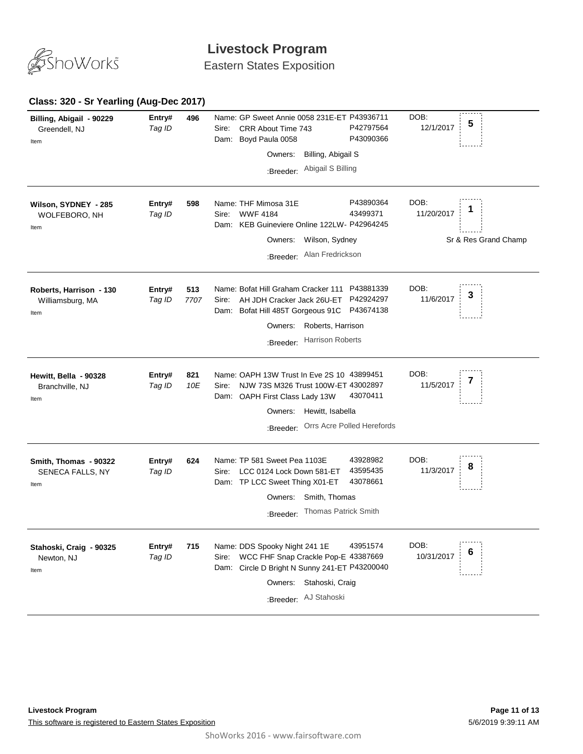# Livestock Program

Eastern States Exposition

### Class: 320 - Sr Yearling (Aug-Dec 2017)

| Exhibitor | Entry# / Tag ID | Animal | Reg # | DOB | Place |
|---|---|---|---|---|---|
| **Billing, Abigail - 90229**<br>Greendell, NJ<br>Item | **Entry# 496**<br>*Tag ID* | Name: GP Sweet Annie 0058 231E-ET<br>Sire: CRR About Time 743<br>Dam: Boyd Paula 0058<br>Owners: Billing, Abigail S<br>:Breeder: Abigail S Billing | P43936711<br>P42797564<br>P43090366 | 12/1/2017 | 5 |
| **Wilson, SYDNEY - 285**<br>WOLFEBORO, NH<br>Item | **Entry# 598**<br>*Tag ID* | Name: THF Mimosa 31E<br>Sire: WWF 4184<br>Dam: KEB Guineviere Online 122LW-<br>Owners: Wilson, Sydney<br>:Breeder: Alan Fredrickson | P43890364<br>43499371<br>P42964245 | 11/20/2017 | 1<br>Sr & Res Grand Champ |
| **Roberts, Harrison - 130**<br>Williamsburg, MA<br>Item | **Entry# 513**<br>*Tag ID 7707* | Name: Bofat Hill Graham Cracker 111<br>Sire: AH JDH Cracker Jack 26U-ET<br>Dam: Bofat Hill 485T Gorgeous 91C<br>Owners: Roberts, Harrison<br>:Breeder: Harrison Roberts | P43881339<br>P42924297<br>P43674138 | 11/6/2017 | 3 |
| **Hewitt, Bella - 90328**<br>Branchville, NJ<br>Item | **Entry# 821**<br>*Tag ID 10E* | Name: OAPH 13W Trust In Eve 2S 10<br>Sire: NJW 73S M326 Trust 100W-ET<br>Dam: OAPH First Class Lady 13W<br>Owners: Hewitt, Isabella<br>:Breeder: Orrs Acre Polled Herefords | 43899451<br>43002897<br>43070411 | 11/5/2017 | 7 |
| **Smith, Thomas - 90322**<br>SENECA FALLS, NY<br>Item | **Entry# 624**<br>*Tag ID* | Name: TP 581 Sweet Pea 1103E<br>Sire: LCC 0124 Lock Down 581-ET<br>Dam: TP LCC Sweet Thing X01-ET<br>Owners: Smith, Thomas<br>:Breeder: Thomas Patrick Smith | 43928982<br>43595435<br>43078661 | 11/3/2017 | 8 |
| **Stahoski, Craig - 90325**<br>Newton, NJ<br>Item | **Entry# 715**<br>*Tag ID* | Name: DDS Spooky Night 241 1E<br>Sire: WCC FHF Snap Crackle Pop-E<br>Dam: Circle D Bright N Sunny 241-ET<br>Owners: Stahoski, Craig<br>:Breeder: AJ Stahoski | 43951574<br>43387669<br>P43200040 | 10/31/2017 | 6 |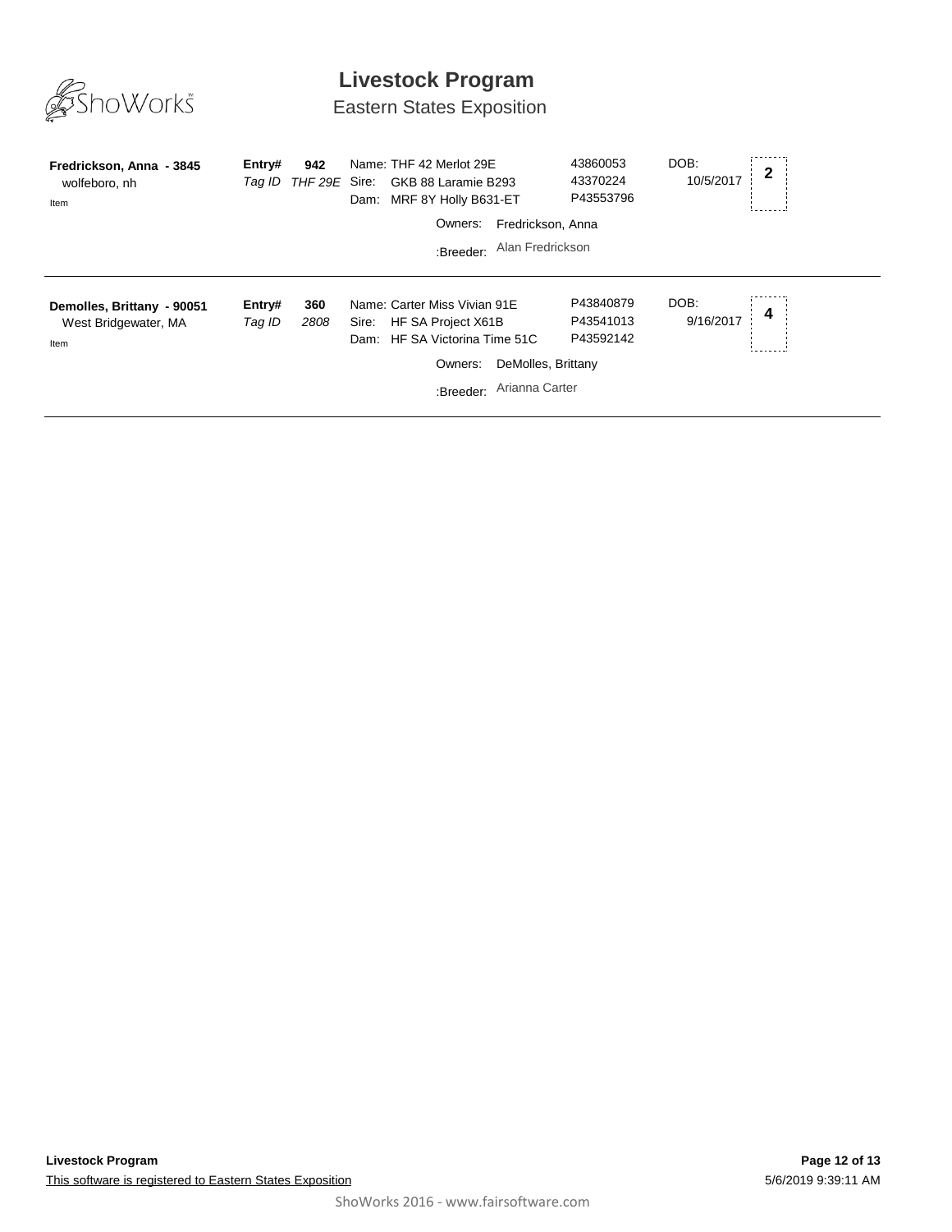# Livestock Program

## Eastern States Exposition

**Fredrickson, Anna - 3845**
wolfeboro, nh
Item

**Entry#** **942**
*Tag ID* *THF 29E*

Name: THF 42 Merlot 29E — 43860053
Sire: GKB 88 Laramie B293 — 43370224
Dam: MRF 8Y Holly B631-ET — P43553796

DOB: 10/5/2017

**2**

Owners: Fredrickson, Anna

:Breeder: Alan Fredrickson

---

**Demolles, Brittany - 90051**
West Bridgewater, MA
Item

**Entry#** **360**
*Tag ID* *2808*

Name: Carter Miss Vivian 91E — P43840879
Sire: HF SA Project X61B — P43541013
Dam: HF SA Victorina Time 51C — P43592142

DOB: 9/16/2017

**4**

Owners: DeMolles, Brittany

:Breeder: Arianna Carter

---

This software is registered to Eastern States Exposition

5/6/2019 9:39:11 AM

ShoWorks 2016 - www.fairsoftware.com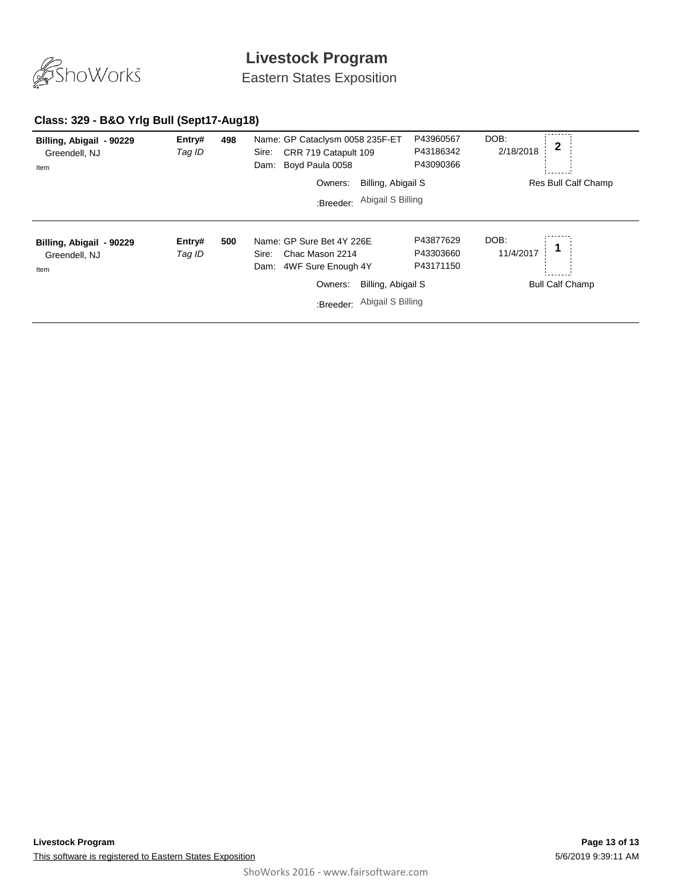# Livestock Program

Eastern States Exposition

### Class: 329 - B&O Yrlg Bull (Sept17-Aug18)

**Billing, Abigail - 90229**
Greendell, NJ
Item

**Entry#** **498**
*Tag ID*

Name: GP Cataclysm 0058 235F-ET — P43960567
Sire: CRR 719 Catapult 109 — P43186342
Dam: Boyd Paula 0058 — P43090366

Owners: Billing, Abigail S
:Breeder: Abigail S Billing

DOB: 2/18/2018

**2**

Res Bull Calf Champ

---

**Billing, Abigail - 90229**
Greendell, NJ
Item

**Entry#** **500**
*Tag ID*

Name: GP Sure Bet 4Y 226E — P43877629
Sire: Chac Mason 2214 — P43303660
Dam: 4WF Sure Enough 4Y — P43171150

Owners: Billing, Abigail S
:Breeder: Abigail S Billing

DOB: 11/4/2017

**1**

Bull Calf Champ